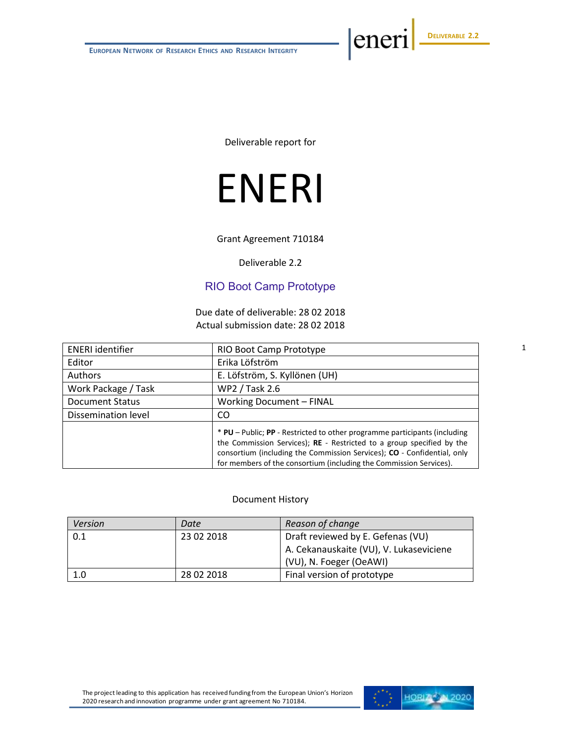Deliverable report for

# ENERI

Grant Agreement 710184

Deliverable 2.2

## RIO Boot Camp Prototype

Due date of deliverable: 28 02 2018
Actual submission date: 28 02 2018

| ENERI identifier | RIO Boot Camp Prototype |
|---|---|
| Editor | Erika Löfström |
| Authors | E. Löfström, S. Kyllönen (UH) |
| Work Package / Task | WP2 / Task 2.6 |
| Document Status | Working Document – FINAL |
| Dissemination level | CO |
| | * **PU** – Public; **PP** - Restricted to other programme participants (including the Commission Services); **RE** - Restricted to a group specified by the consortium (including the Commission Services); **CO** - Confidential, only for members of the consortium (including the Commission Services). |

Document History

| *Version* | *Date* | *Reason of change* |
|---|---|---|
| 0.1 | 23 02 2018 | Draft reviewed by E. Gefenas (VU) A. Cekanauskaite (VU), V. Lukaseviciene (VU), N. Foeger (OeAWI) |
| 1.0 | 28 02 2018 | Final version of prototype |

The project leading to this application has received funding from the European Union's Horizon 2020 research and innovation programme under grant agreement No 710184.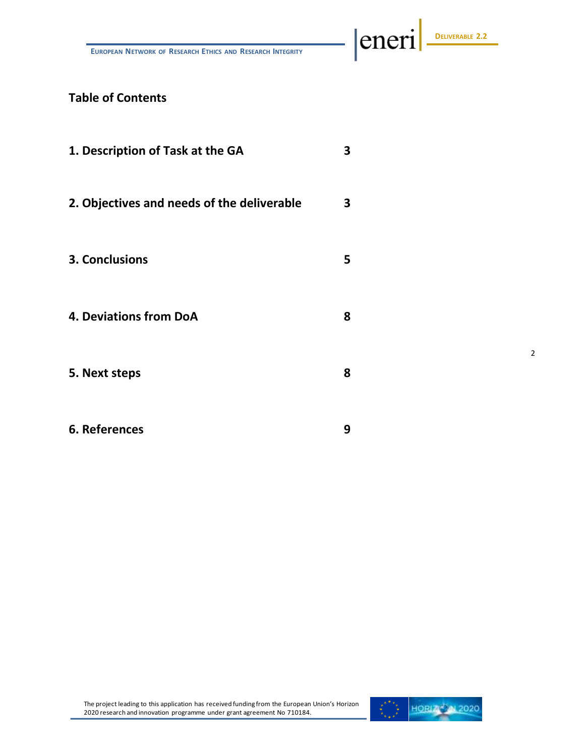# Table of Contents

| | |
|---|---|
| **1. Description of Task at the GA** | **3** |
| **2. Objectives and needs of the deliverable** | **3** |
| **3. Conclusions** | **5** |
| **4. Deviations from DoA** | **8** |
| **5. Next steps** | **8** |
| **6. References** | **9** |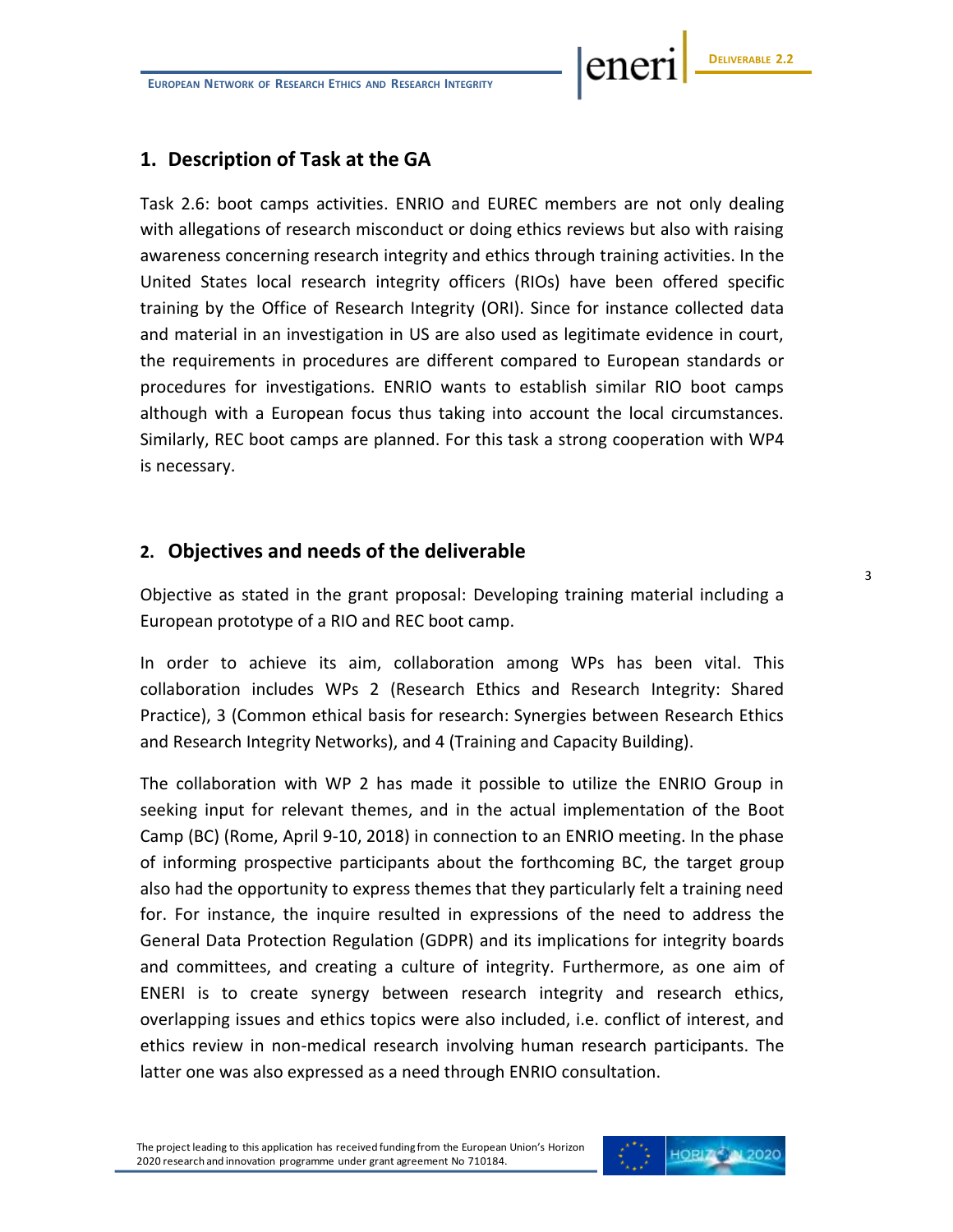## 1. Description of Task at the GA

Task 2.6: boot camps activities. ENRIO and EUREC members are not only dealing with allegations of research misconduct or doing ethics reviews but also with raising awareness concerning research integrity and ethics through training activities. In the United States local research integrity officers (RIOs) have been offered specific training by the Office of Research Integrity (ORI). Since for instance collected data and material in an investigation in US are also used as legitimate evidence in court, the requirements in procedures are different compared to European standards or procedures for investigations. ENRIO wants to establish similar RIO boot camps although with a European focus thus taking into account the local circumstances. Similarly, REC boot camps are planned. For this task a strong cooperation with WP4 is necessary.

## 2. Objectives and needs of the deliverable

Objective as stated in the grant proposal: Developing training material including a European prototype of a RIO and REC boot camp.

In order to achieve its aim, collaboration among WPs has been vital. This collaboration includes WPs 2 (Research Ethics and Research Integrity: Shared Practice), 3 (Common ethical basis for research: Synergies between Research Ethics and Research Integrity Networks), and 4 (Training and Capacity Building).

The collaboration with WP 2 has made it possible to utilize the ENRIO Group in seeking input for relevant themes, and in the actual implementation of the Boot Camp (BC) (Rome, April 9-10, 2018) in connection to an ENRIO meeting. In the phase of informing prospective participants about the forthcoming BC, the target group also had the opportunity to express themes that they particularly felt a training need for. For instance, the inquire resulted in expressions of the need to address the General Data Protection Regulation (GDPR) and its implications for integrity boards and committees, and creating a culture of integrity. Furthermore, as one aim of ENERI is to create synergy between research integrity and research ethics, overlapping issues and ethics topics were also included, i.e. conflict of interest, and ethics review in non-medical research involving human research participants. The latter one was also expressed as a need through ENRIO consultation.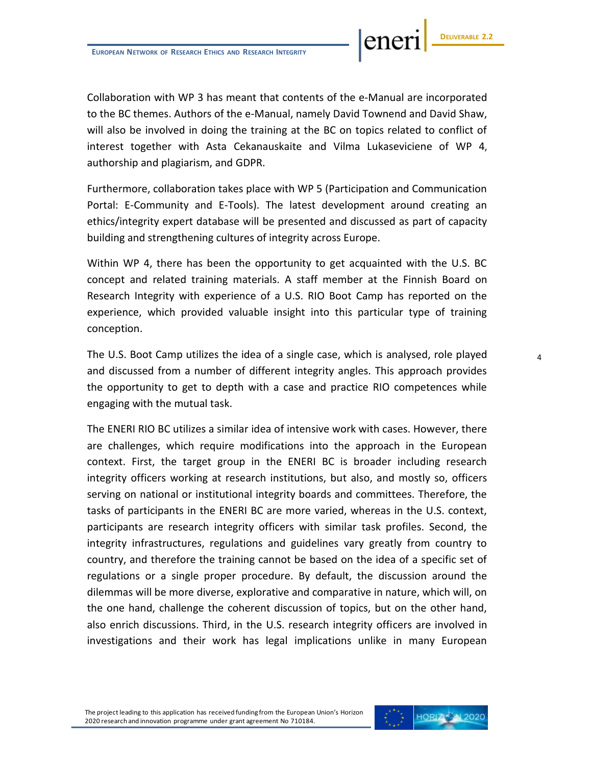Collaboration with WP 3 has meant that contents of the e-Manual are incorporated to the BC themes. Authors of the e-Manual, namely David Townend and David Shaw, will also be involved in doing the training at the BC on topics related to conflict of interest together with Asta Cekanauskaite and Vilma Lukaseviciene of WP 4, authorship and plagiarism, and GDPR.

Furthermore, collaboration takes place with WP 5 (Participation and Communication Portal: E-Community and E-Tools). The latest development around creating an ethics/integrity expert database will be presented and discussed as part of capacity building and strengthening cultures of integrity across Europe.

Within WP 4, there has been the opportunity to get acquainted with the U.S. BC concept and related training materials. A staff member at the Finnish Board on Research Integrity with experience of a U.S. RIO Boot Camp has reported on the experience, which provided valuable insight into this particular type of training conception.

The U.S. Boot Camp utilizes the idea of a single case, which is analysed, role played and discussed from a number of different integrity angles. This approach provides the opportunity to get to depth with a case and practice RIO competences while engaging with the mutual task.

The ENERI RIO BC utilizes a similar idea of intensive work with cases. However, there are challenges, which require modifications into the approach in the European context. First, the target group in the ENERI BC is broader including research integrity officers working at research institutions, but also, and mostly so, officers serving on national or institutional integrity boards and committees. Therefore, the tasks of participants in the ENERI BC are more varied, whereas in the U.S. context, participants are research integrity officers with similar task profiles. Second, the integrity infrastructures, regulations and guidelines vary greatly from country to country, and therefore the training cannot be based on the idea of a specific set of regulations or a single proper procedure. By default, the discussion around the dilemmas will be more diverse, explorative and comparative in nature, which will, on the one hand, challenge the coherent discussion of topics, but on the other hand, also enrich discussions. Third, in the U.S. research integrity officers are involved in investigations and their work has legal implications unlike in many European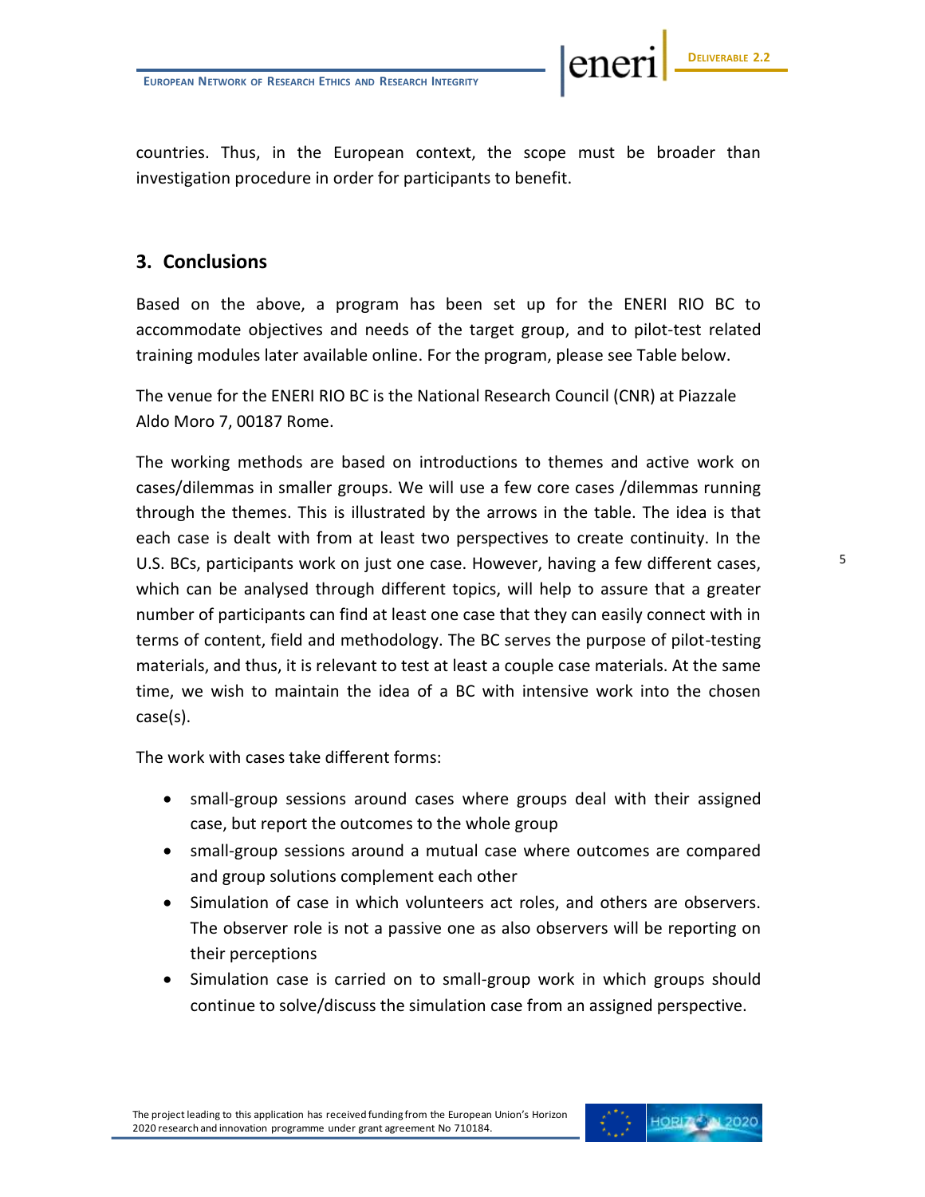countries. Thus, in the European context, the scope must be broader than investigation procedure in order for participants to benefit.

## 3. Conclusions

Based on the above, a program has been set up for the ENERI RIO BC to accommodate objectives and needs of the target group, and to pilot-test related training modules later available online. For the program, please see Table below.

The venue for the ENERI RIO BC is the National Research Council (CNR) at Piazzale Aldo Moro 7, 00187 Rome.

The working methods are based on introductions to themes and active work on cases/dilemmas in smaller groups. We will use a few core cases /dilemmas running through the themes. This is illustrated by the arrows in the table. The idea is that each case is dealt with from at least two perspectives to create continuity. In the U.S. BCs, participants work on just one case. However, having a few different cases, which can be analysed through different topics, will help to assure that a greater number of participants can find at least one case that they can easily connect with in terms of content, field and methodology. The BC serves the purpose of pilot-testing materials, and thus, it is relevant to test at least a couple case materials. At the same time, we wish to maintain the idea of a BC with intensive work into the chosen case(s).

The work with cases take different forms:

- small-group sessions around cases where groups deal with their assigned case, but report the outcomes to the whole group
- small-group sessions around a mutual case where outcomes are compared and group solutions complement each other
- Simulation of case in which volunteers act roles, and others are observers. The observer role is not a passive one as also observers will be reporting on their perceptions
- Simulation case is carried on to small-group work in which groups should continue to solve/discuss the simulation case from an assigned perspective.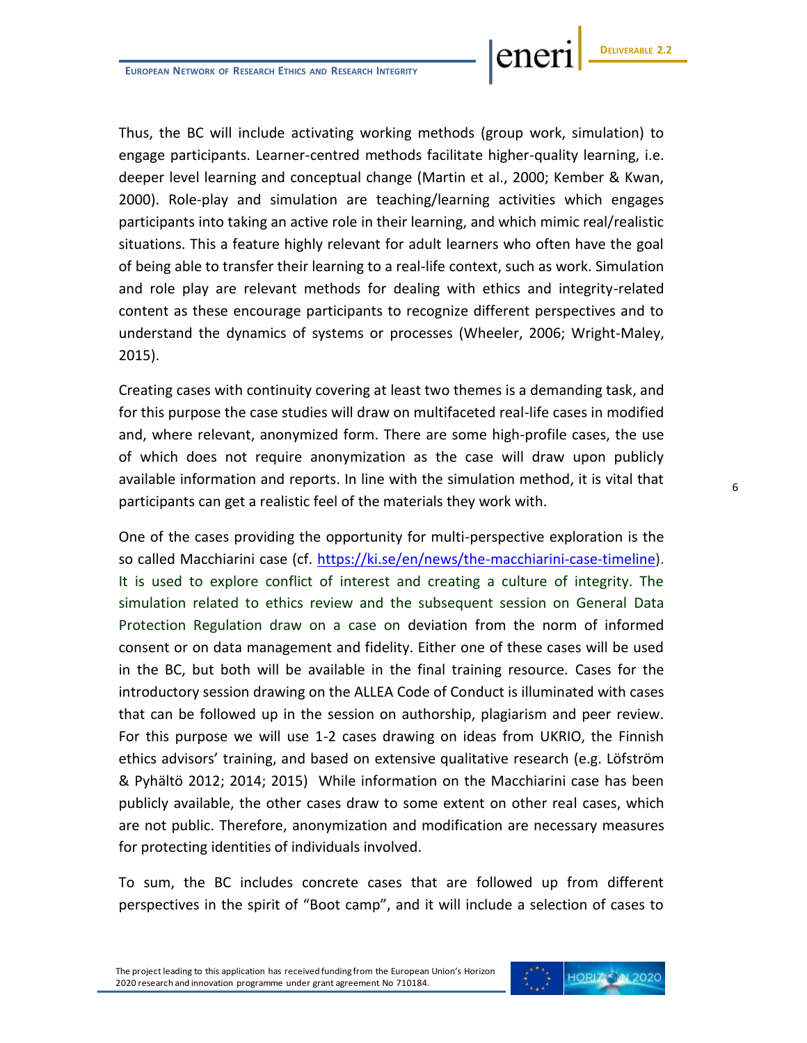Thus, the BC will include activating working methods (group work, simulation) to engage participants. Learner-centred methods facilitate higher-quality learning, i.e. deeper level learning and conceptual change (Martin et al., 2000; Kember & Kwan, 2000). Role-play and simulation are teaching/learning activities which engages participants into taking an active role in their learning, and which mimic real/realistic situations. This a feature highly relevant for adult learners who often have the goal of being able to transfer their learning to a real-life context, such as work. Simulation and role play are relevant methods for dealing with ethics and integrity-related content as these encourage participants to recognize different perspectives and to understand the dynamics of systems or processes (Wheeler, 2006; Wright-Maley, 2015).

Creating cases with continuity covering at least two themes is a demanding task, and for this purpose the case studies will draw on multifaceted real-life cases in modified and, where relevant, anonymized form. There are some high-profile cases, the use of which does not require anonymization as the case will draw upon publicly available information and reports. In line with the simulation method, it is vital that participants can get a realistic feel of the materials they work with.

One of the cases providing the opportunity for multi-perspective exploration is the so called Macchiarini case (cf. https://ki.se/en/news/the-macchiarini-case-timeline). It is used to explore conflict of interest and creating a culture of integrity. The simulation related to ethics review and the subsequent session on General Data Protection Regulation draw on a case on deviation from the norm of informed consent or on data management and fidelity. Either one of these cases will be used in the BC, but both will be available in the final training resource. Cases for the introductory session drawing on the ALLEA Code of Conduct is illuminated with cases that can be followed up in the session on authorship, plagiarism and peer review. For this purpose we will use 1-2 cases drawing on ideas from UKRIO, the Finnish ethics advisors' training, and based on extensive qualitative research (e.g. Löfström & Pyhältö 2012; 2014; 2015) While information on the Macchiarini case has been publicly available, the other cases draw to some extent on other real cases, which are not public. Therefore, anonymization and modification are necessary measures for protecting identities of individuals involved.

To sum, the BC includes concrete cases that are followed up from different perspectives in the spirit of "Boot camp", and it will include a selection of cases to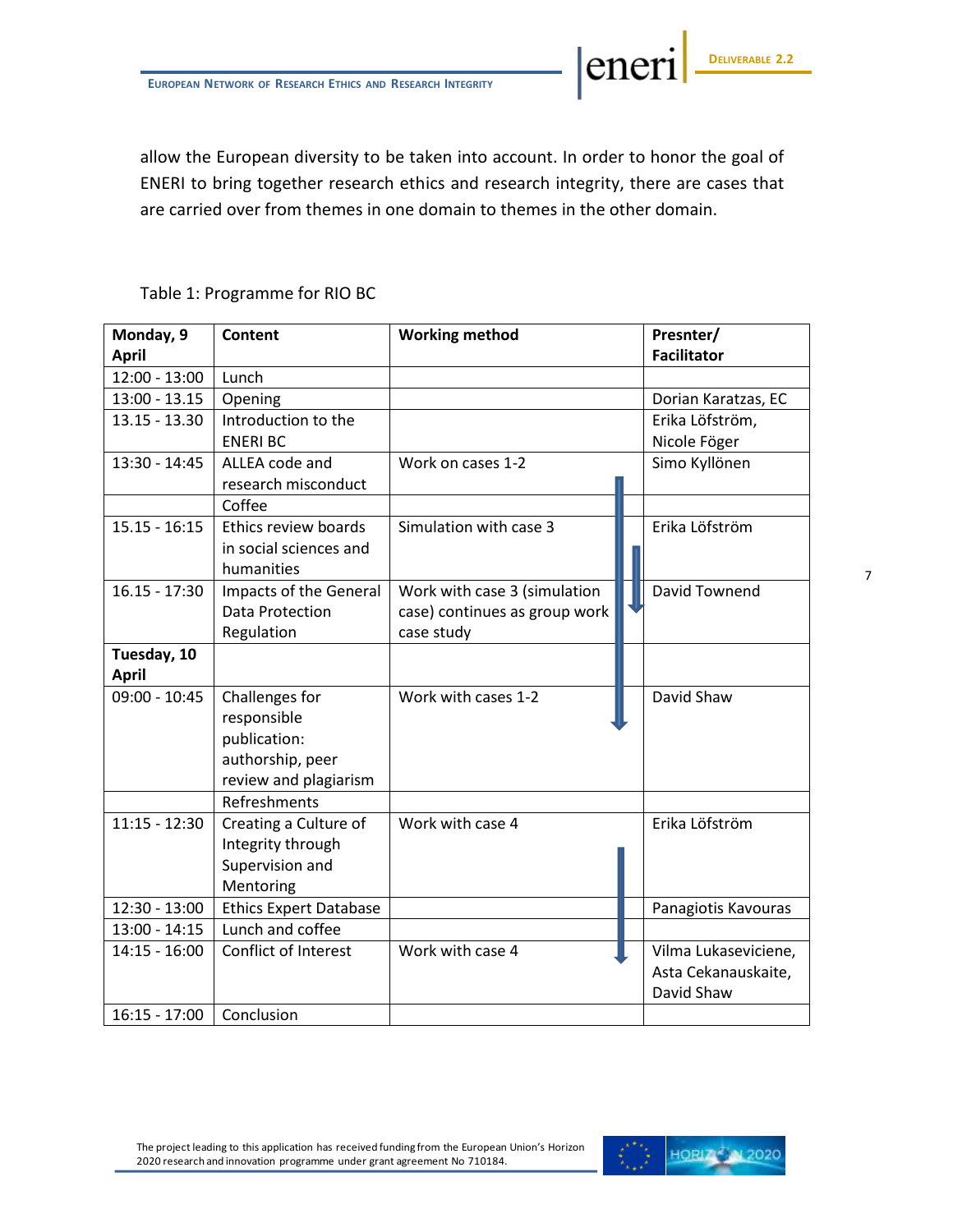allow the European diversity to be taken into account. In order to honor the goal of ENERI to bring together research ethics and research integrity, there are cases that are carried over from themes in one domain to themes in the other domain.

Table 1: Programme for RIO BC

| **Monday, 9 April** | **Content** | **Working method** | **Presnter/ Facilitator** |
| --- | --- | --- | --- |
| 12:00 - 13:00 | Lunch | | |
| 13:00 - 13.15 | Opening | | Dorian Karatzas, EC |
| 13.15 - 13.30 | Introduction to the ENERI BC | | Erika Löfström, Nicole Föger |
| 13:30 - 14:45 | ALLEA code and research misconduct | Work on cases 1-2 | Simo Kyllönen |
| | Coffee | | |
| 15.15 - 16:15 | Ethics review boards in social sciences and humanities | Simulation with case 3 | Erika Löfström |
| 16.15 - 17:30 | Impacts of the General Data Protection Regulation | Work with case 3 (simulation case) continues as group work case study | David Townend |
| **Tuesday, 10 April** | | | |
| 09:00 - 10:45 | Challenges for responsible publication: authorship, peer review and plagiarism | Work with cases 1-2 | David Shaw |
| | Refreshments | | |
| 11:15 - 12:30 | Creating a Culture of Integrity through Supervision and Mentoring | Work with case 4 | Erika Löfström |
| 12:30 - 13:00 | Ethics Expert Database | | Panagiotis Kavouras |
| 13:00 - 14:15 | Lunch and coffee | | |
| 14:15 - 16:00 | Conflict of Interest | Work with case 4 | Vilma Lukaseviciene, Asta Cekanauskaite, David Shaw |
| 16:15 - 17:00 | Conclusion | | |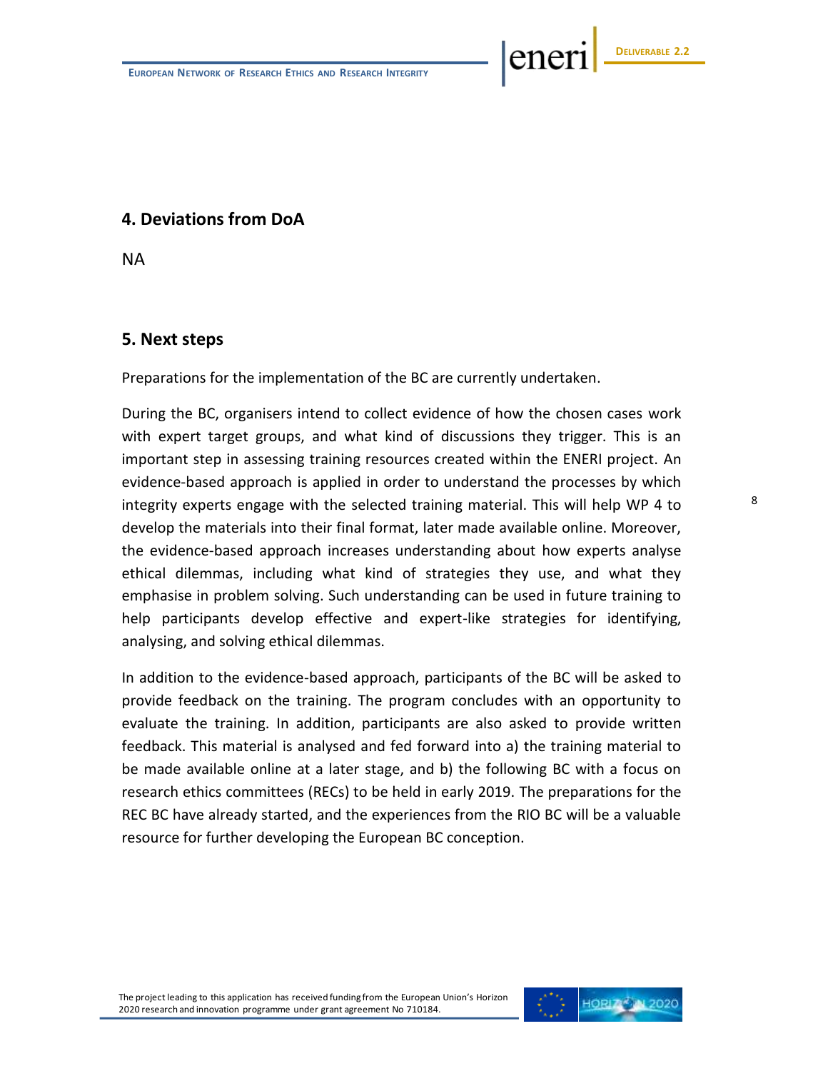## 4. Deviations from DoA

NA

## 5. Next steps

Preparations for the implementation of the BC are currently undertaken.

During the BC, organisers intend to collect evidence of how the chosen cases work with expert target groups, and what kind of discussions they trigger. This is an important step in assessing training resources created within the ENERI project. An evidence-based approach is applied in order to understand the processes by which integrity experts engage with the selected training material. This will help WP 4 to develop the materials into their final format, later made available online. Moreover, the evidence-based approach increases understanding about how experts analyse ethical dilemmas, including what kind of strategies they use, and what they emphasise in problem solving. Such understanding can be used in future training to help participants develop effective and expert-like strategies for identifying, analysing, and solving ethical dilemmas.

In addition to the evidence-based approach, participants of the BC will be asked to provide feedback on the training. The program concludes with an opportunity to evaluate the training. In addition, participants are also asked to provide written feedback. This material is analysed and fed forward into a) the training material to be made available online at a later stage, and b) the following BC with a focus on research ethics committees (RECs) to be held in early 2019. The preparations for the REC BC have already started, and the experiences from the RIO BC will be a valuable resource for further developing the European BC conception.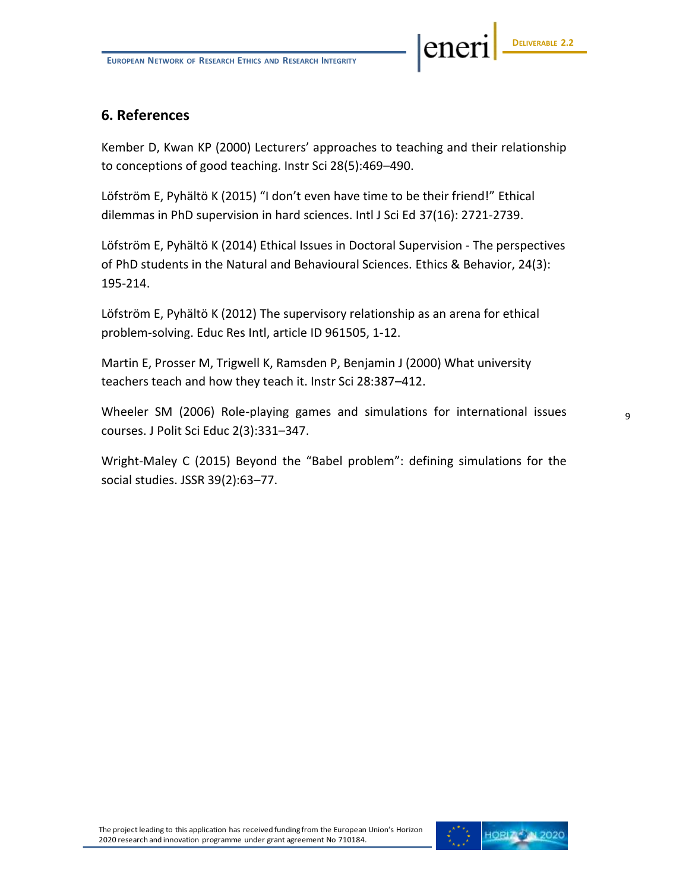## 6. References

Kember D, Kwan KP (2000) Lecturers' approaches to teaching and their relationship to conceptions of good teaching. Instr Sci 28(5):469–490.

Löfström E, Pyhältö K (2015) "I don't even have time to be their friend!" Ethical dilemmas in PhD supervision in hard sciences. Intl J Sci Ed 37(16): 2721-2739.

Löfström E, Pyhältö K (2014) Ethical Issues in Doctoral Supervision - The perspectives of PhD students in the Natural and Behavioural Sciences. Ethics & Behavior, 24(3): 195-214.

Löfström E, Pyhältö K (2012) The supervisory relationship as an arena for ethical problem-solving. Educ Res Intl, article ID 961505, 1-12.

Martin E, Prosser M, Trigwell K, Ramsden P, Benjamin J (2000) What university teachers teach and how they teach it. Instr Sci 28:387–412.

Wheeler SM (2006) Role-playing games and simulations for international issues courses. J Polit Sci Educ 2(3):331–347.

Wright-Maley C (2015) Beyond the "Babel problem": defining simulations for the social studies. JSSR 39(2):63–77.